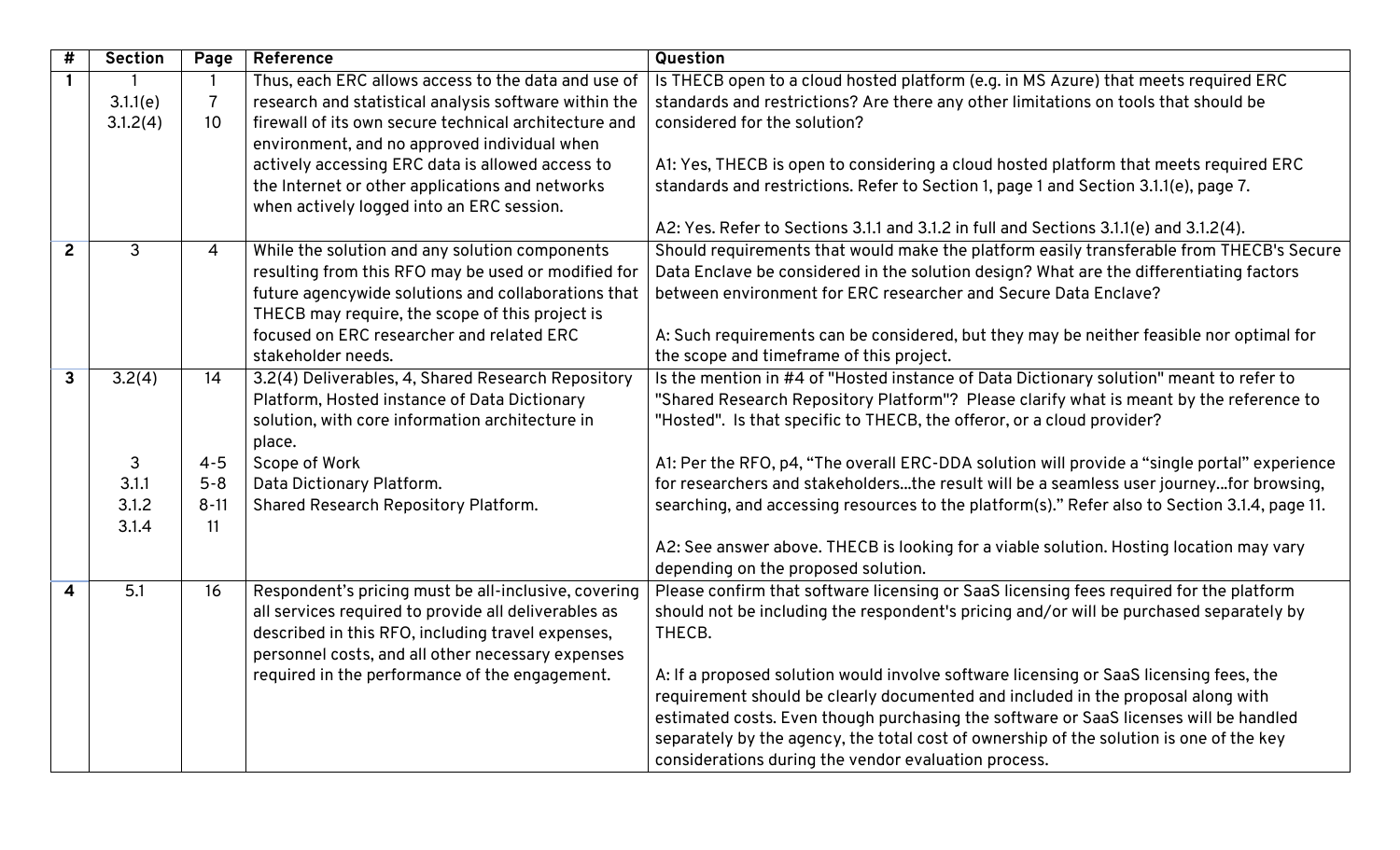| # | Section | Page | Reference | Question |
|---|---|---|---|---|
| 1 | 1<br>3.1.1(e)<br>3.1.2(4) | 1<br>7<br>10 | Thus, each ERC allows access to the data and use of research and statistical analysis software within the firewall of its own secure technical architecture and environment, and no approved individual when actively accessing ERC data is allowed access to the Internet or other applications and networks when actively logged into an ERC session. | Is THECB open to a cloud hosted platform (e.g. in MS Azure) that meets required ERC standards and restrictions? Are there any other limitations on tools that should be considered for the solution?<br><br>A1: Yes, THECB is open to considering a cloud hosted platform that meets required ERC standards and restrictions. Refer to Section 1, page 1 and Section 3.1.1(e), page 7.<br><br>A2: Yes. Refer to Sections 3.1.1 and 3.1.2 in full and Sections 3.1.1(e) and 3.1.2(4). |
| 2 | 3 | 4 | While the solution and any solution components resulting from this RFO may be used or modified for future agencywide solutions and collaborations that THECB may require, the scope of this project is focused on ERC researcher and related ERC stakeholder needs. | Should requirements that would make the platform easily transferable from THECB's Secure Data Enclave be considered in the solution design? What are the differentiating factors between environment for ERC researcher and Secure Data Enclave?<br><br>A: Such requirements can be considered, but they may be neither feasible nor optimal for the scope and timeframe of this project. |
| 3 | 3.2(4)<br><br><br><br>3<br>3.1.1<br>3.1.2<br>3.1.4 | 14<br><br><br><br>4-5<br>5-8<br>8-11<br>11 | 3.2(4) Deliverables, 4, Shared Research Repository Platform, Hosted instance of Data Dictionary solution, with core information architecture in place.<br>Scope of Work<br>Data Dictionary Platform.<br>Shared Research Repository Platform. | Is the mention in #4 of "Hosted instance of Data Dictionary solution" meant to refer to "Shared Research Repository Platform"? Please clarify what is meant by the reference to "Hosted". Is that specific to THECB, the offeror, or a cloud provider?<br><br>A1: Per the RFO, p4, "The overall ERC-DDA solution will provide a "single portal" experience for researchers and stakeholders…the result will be a seamless user journey…for browsing, searching, and accessing resources to the platform(s)." Refer also to Section 3.1.4, page 11.<br><br>A2: See answer above. THECB is looking for a viable solution. Hosting location may vary depending on the proposed solution. |
| 4 | 5.1 | 16 | Respondent's pricing must be all-inclusive, covering all services required to provide all deliverables as described in this RFO, including travel expenses, personnel costs, and all other necessary expenses required in the performance of the engagement. | Please confirm that software licensing or SaaS licensing fees required for the platform should not be including the respondent's pricing and/or will be purchased separately by THECB.<br><br>A: If a proposed solution would involve software licensing or SaaS licensing fees, the requirement should be clearly documented and included in the proposal along with estimated costs. Even though purchasing the software or SaaS licenses will be handled separately by the agency, the total cost of ownership of the solution is one of the key considerations during the vendor evaluation process. |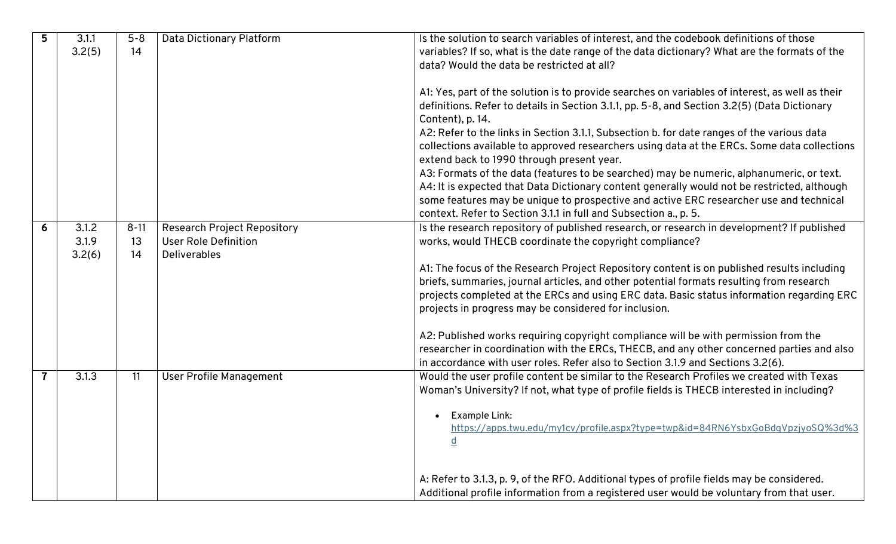| | | | | |
|---|---|---|---|---|
| **5** | 3.1.1<br>3.2(5) | 5-8<br>14 | Data Dictionary Platform | Is the solution to search variables of interest, and the codebook definitions of those variables? If so, what is the date range of the data dictionary? What are the formats of the data? Would the data be restricted at all?<br><br>A1: Yes, part of the solution is to provide searches on variables of interest, as well as their definitions. Refer to details in Section 3.1.1, pp. 5-8, and Section 3.2(5) (Data Dictionary Content), p. 14.<br>A2: Refer to the links in Section 3.1.1, Subsection b. for date ranges of the various data collections available to approved researchers using data at the ERCs. Some data collections extend back to 1990 through present year.<br>A3: Formats of the data (features to be searched) may be numeric, alphanumeric, or text.<br>A4: It is expected that Data Dictionary content generally would not be restricted, although some features may be unique to prospective and active ERC researcher use and technical context. Refer to Section 3.1.1 in full and Subsection a., p. 5. |
| **6** | 3.1.2<br>3.1.9<br>3.2(6) | 8-11<br>13<br>14 | Research Project Repository<br>User Role Definition<br>Deliverables | Is the research repository of published research, or research in development? If published works, would THECB coordinate the copyright compliance?<br><br>A1: The focus of the Research Project Repository content is on published results including briefs, summaries, journal articles, and other potential formats resulting from research projects completed at the ERCs and using ERC data. Basic status information regarding ERC projects in progress may be considered for inclusion.<br><br>A2: Published works requiring copyright compliance will be with permission from the researcher in coordination with the ERCs, THECB, and any other concerned parties and also in accordance with user roles. Refer also to Section 3.1.9 and Sections 3.2(6). |
| **7** | 3.1.3 | 11 | User Profile Management | Would the user profile content be similar to the Research Profiles we created with Texas Woman's University? If not, what type of profile fields is THECB interested in including?<br><br>• Example Link: https://apps.twu.edu/my1cv/profile.aspx?type=twp&id=84RN6YsbxGoBdqVpzjyoSQ%3d%3d<br><br>A: Refer to 3.1.3, p. 9, of the RFO. Additional types of profile fields may be considered. Additional profile information from a registered user would be voluntary from that user. |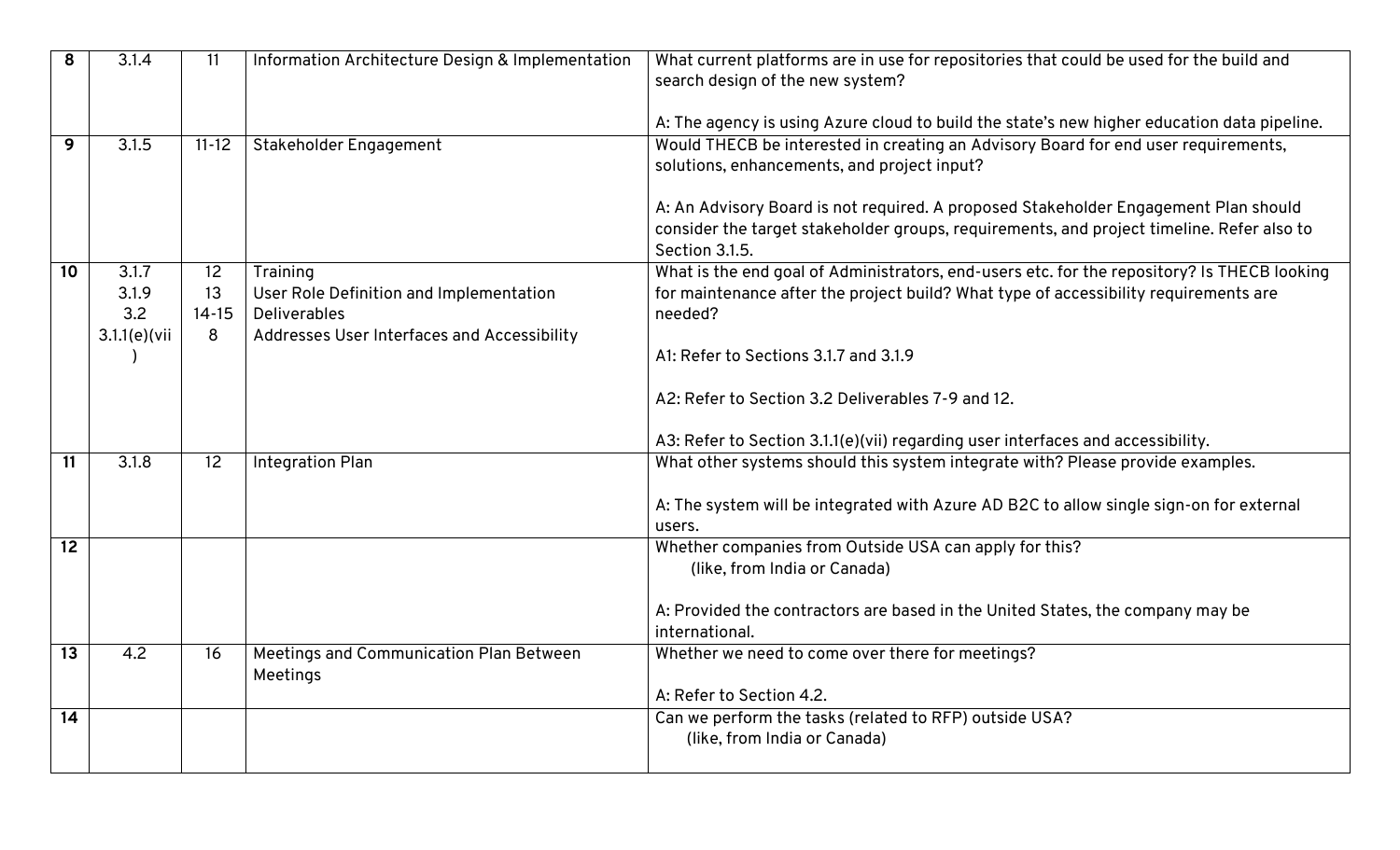| 8 | 3.1.4 | 11 | Information Architecture Design & Implementation | What current platforms are in use for repositories that could be used for the build and search design of the new system?<br><br>A: The agency is using Azure cloud to build the state's new higher education data pipeline. |
|---|---|---|---|---|
| 9 | 3.1.5 | 11-12 | Stakeholder Engagement | Would THECB be interested in creating an Advisory Board for end user requirements, solutions, enhancements, and project input?<br><br>A: An Advisory Board is not required. A proposed Stakeholder Engagement Plan should consider the target stakeholder groups, requirements, and project timeline. Refer also to Section 3.1.5. |
| 10 | 3.1.7<br>3.1.9<br>3.2<br>3.1.1(e)(vii) | 12<br>13<br>14-15<br>8 | Training<br>User Role Definition and Implementation<br>Deliverables<br>Addresses User Interfaces and Accessibility | What is the end goal of Administrators, end-users etc. for the repository? Is THECB looking for maintenance after the project build? What type of accessibility requirements are needed?<br><br>A1: Refer to Sections 3.1.7 and 3.1.9<br><br>A2: Refer to Section 3.2 Deliverables 7-9 and 12.<br><br>A3: Refer to Section 3.1.1(e)(vii) regarding user interfaces and accessibility. |
| 11 | 3.1.8 | 12 | Integration Plan | What other systems should this system integrate with? Please provide examples.<br><br>A: The system will be integrated with Azure AD B2C to allow single sign-on for external users. |
| 12 | | | | Whether companies from Outside USA can apply for this?<br>(like, from India or Canada)<br><br>A: Provided the contractors are based in the United States, the company may be international. |
| 13 | 4.2 | 16 | Meetings and Communication Plan Between Meetings | Whether we need to come over there for meetings?<br><br>A: Refer to Section 4.2. |
| 14 | | | | Can we perform the tasks (related to RFP) outside USA?<br>(like, from India or Canada) |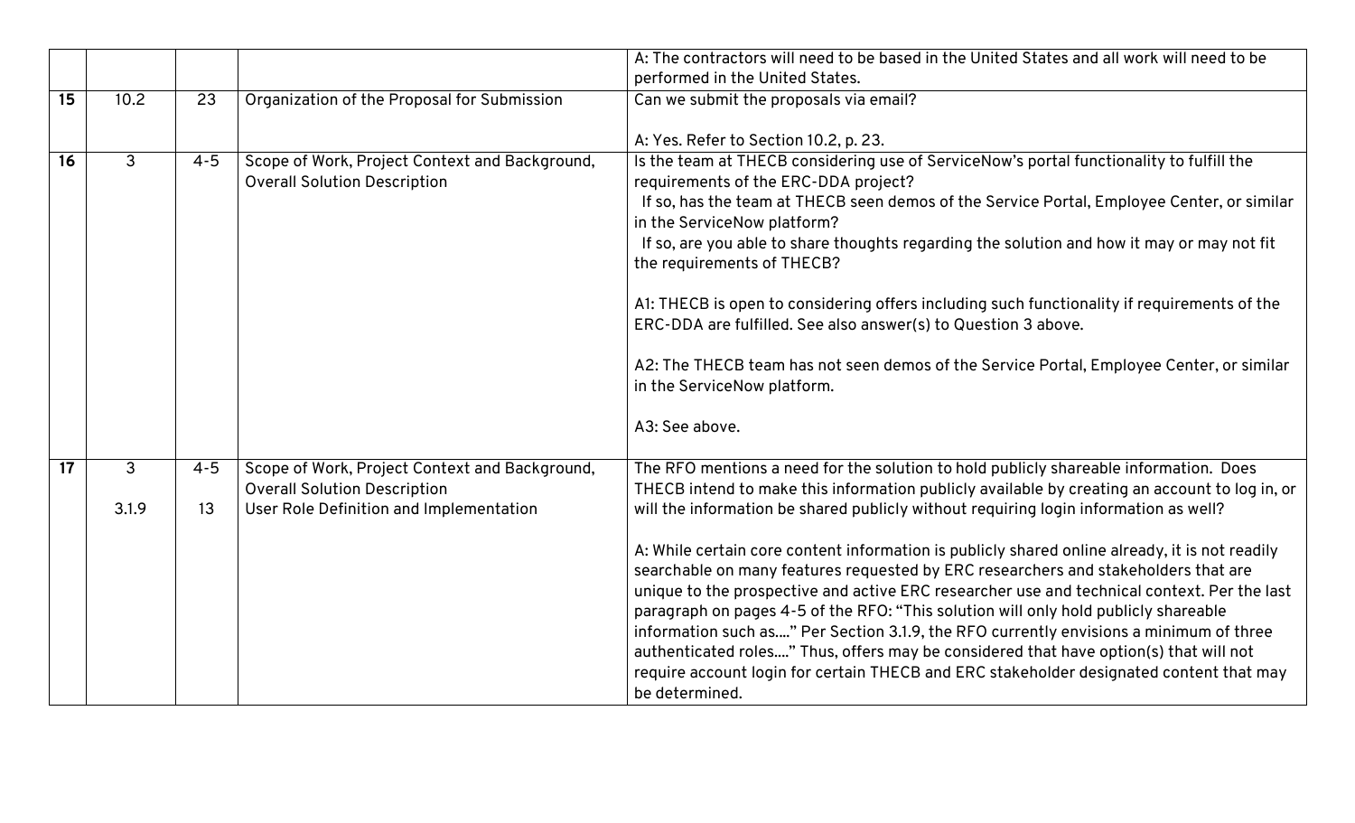| | | | | |
|---|---|---|---|---|
| | | | | A: The contractors will need to be based in the United States and all work will need to be performed in the United States. |
| **15** | 10.2 | 23 | Organization of the Proposal for Submission | Can we submit the proposals via email?<br><br>A: Yes. Refer to Section 10.2, p. 23. |
| **16** | 3 | 4-5 | Scope of Work, Project Context and Background, Overall Solution Description | Is the team at THECB considering use of ServiceNow's portal functionality to fulfill the requirements of the ERC-DDA project?<br>If so, has the team at THECB seen demos of the Service Portal, Employee Center, or similar in the ServiceNow platform?<br>If so, are you able to share thoughts regarding the solution and how it may or may not fit the requirements of THECB?<br><br>A1: THECB is open to considering offers including such functionality if requirements of the ERC-DDA are fulfilled. See also answer(s) to Question 3 above.<br><br>A2: The THECB team has not seen demos of the Service Portal, Employee Center, or similar in the ServiceNow platform.<br><br>A3: See above. |
| **17** | 3<br><br>3.1.9 | 4-5<br><br>13 | Scope of Work, Project Context and Background, Overall Solution Description<br>User Role Definition and Implementation | The RFO mentions a need for the solution to hold publicly shareable information. Does THECB intend to make this information publicly available by creating an account to log in, or will the information be shared publicly without requiring login information as well?<br><br>A: While certain core content information is publicly shared online already, it is not readily searchable on many features requested by ERC researchers and stakeholders that are unique to the prospective and active ERC researcher use and technical context. Per the last paragraph on pages 4-5 of the RFO: "This solution will only hold publicly shareable information such as…." Per Section 3.1.9, the RFO currently envisions a minimum of three authenticated roles…." Thus, offers may be considered that have option(s) that will not require account login for certain THECB and ERC stakeholder designated content that may be determined. |